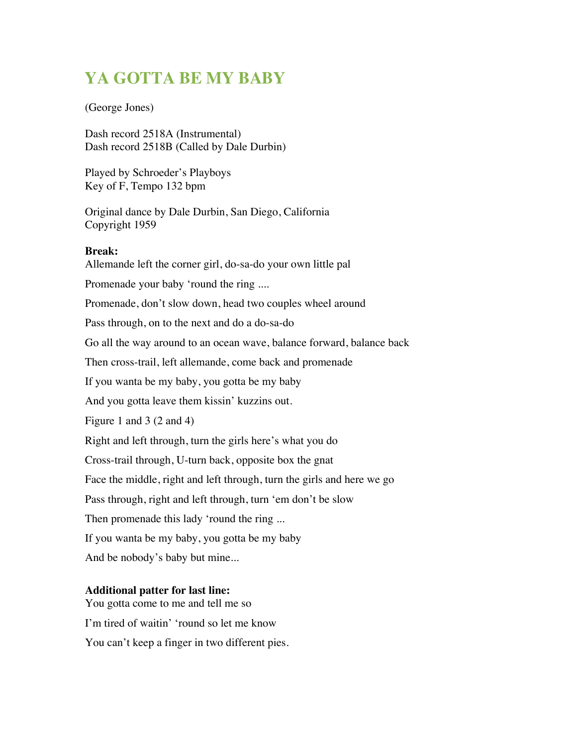# YA GOTTA BE MY BABY

(George Jones)

Dash record 2518A (Instrumental)
Dash record 2518B (Called by Dale Durbin)

Played by Schroeder's Playboys
Key of F, Tempo 132 bpm

Original dance by Dale Durbin, San Diego, California
Copyright 1959

**Break:**

Allemande left the corner girl, do-sa-do your own little pal

Promenade your baby 'round the ring ....

Promenade, don't slow down, head two couples wheel around

Pass through, on to the next and do a do-sa-do

Go all the way around to an ocean wave, balance forward, balance back

Then cross-trail, left allemande, come back and promenade

If you wanta be my baby, you gotta be my baby

And you gotta leave them kissin' kuzzins out.

Figure 1 and 3 (2 and 4)

Right and left through, turn the girls here's what you do

Cross-trail through, U-turn back, opposite box the gnat

Face the middle, right and left through, turn the girls and here we go

Pass through, right and left through, turn 'em don't be slow

Then promenade this lady 'round the ring ...

If you wanta be my baby, you gotta be my baby

And be nobody's baby but mine...

**Additional patter for last line:**

You gotta come to me and tell me so

I'm tired of waitin' 'round so let me know

You can't keep a finger in two different pies.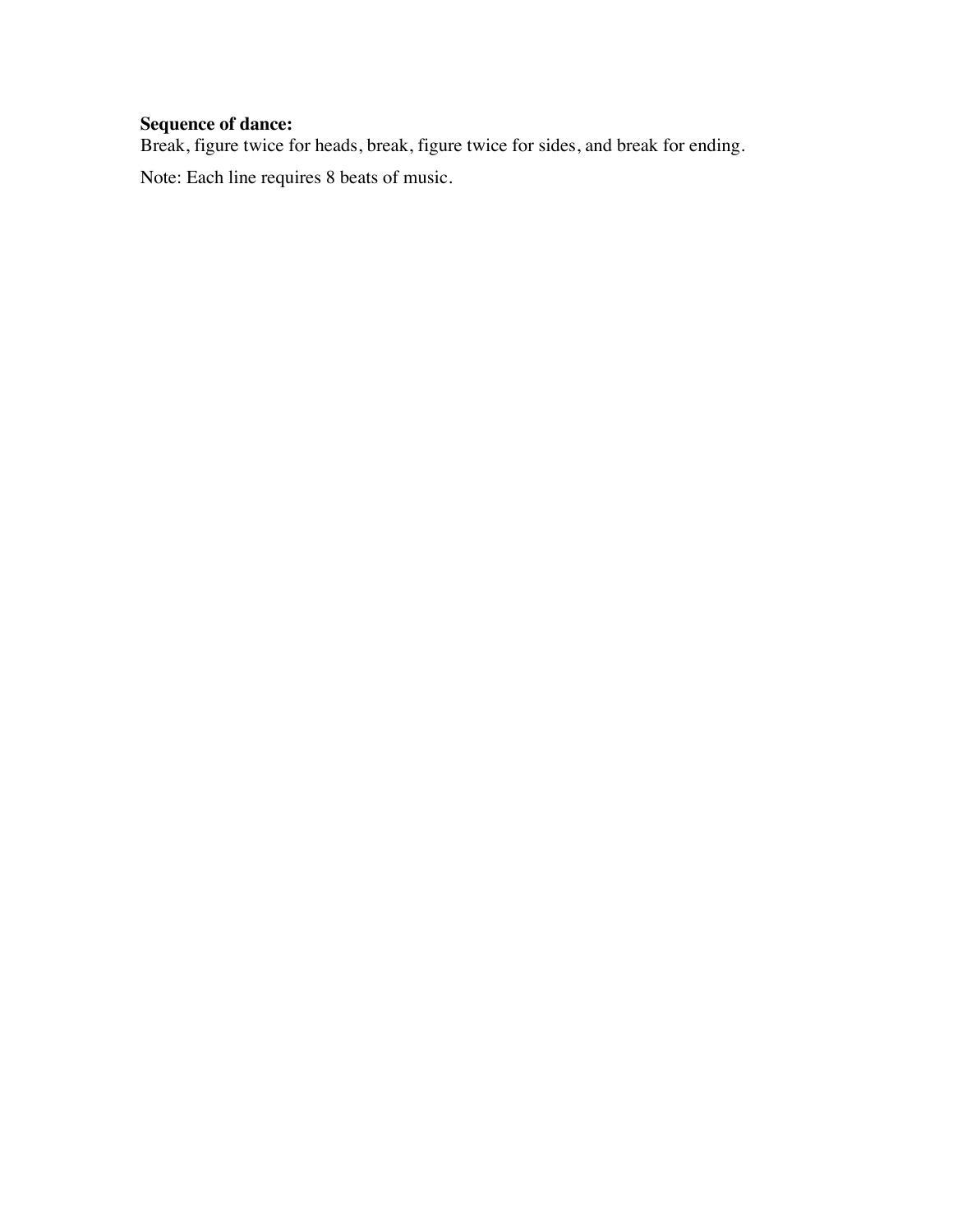**Sequence of dance:**
Break, figure twice for heads, break, figure twice for sides, and break for ending.

Note: Each line requires 8 beats of music.